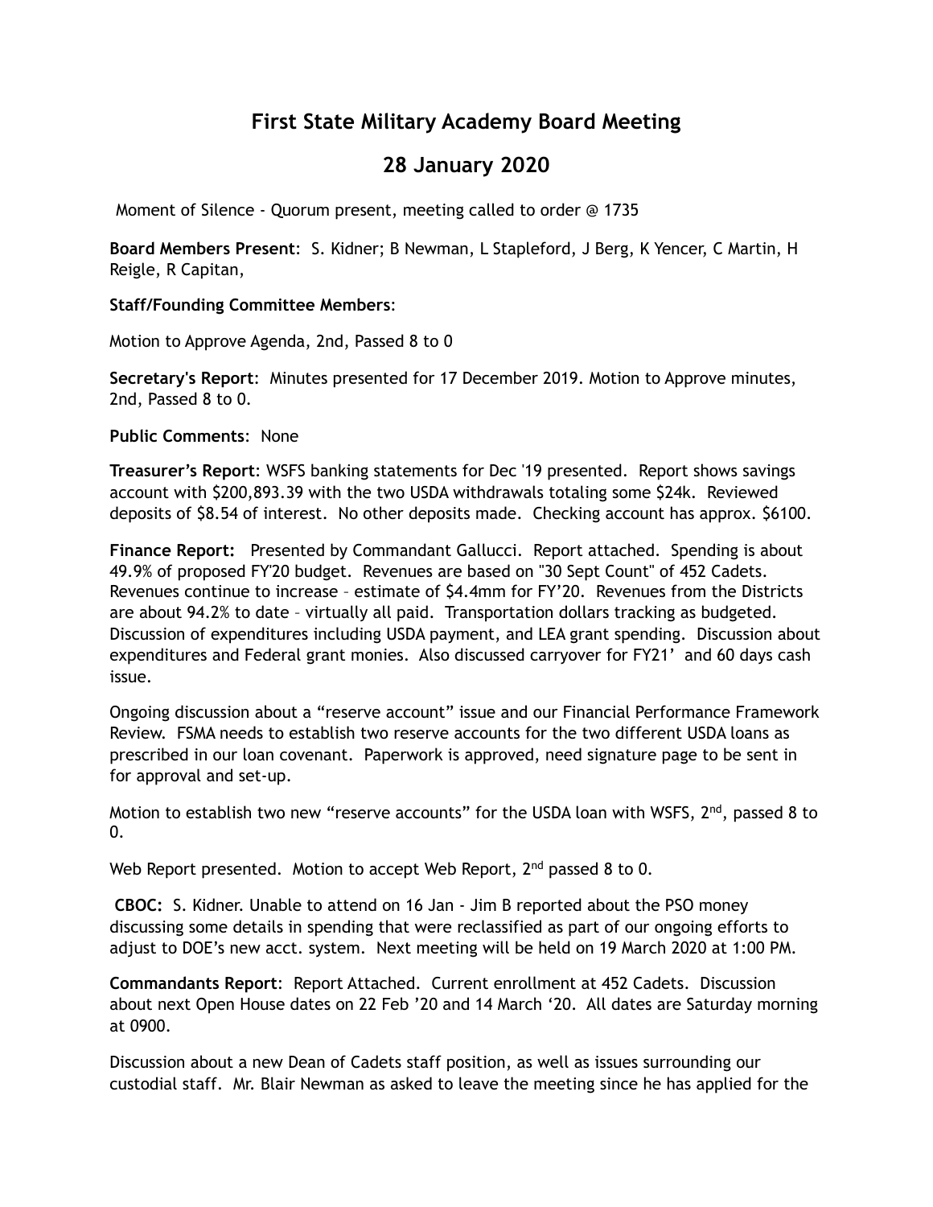# First State Military Academy Board Meeting

## 28 January 2020

Moment of Silence - Quorum present, meeting called to order @ 1735

**Board Members Present**: S. Kidner; B Newman, L Stapleford, J Berg, K Yencer, C Martin, H Reigle, R Capitan,

**Staff/Founding Committee Members**:

Motion to Approve Agenda, 2nd, Passed 8 to 0

**Secretary's Report**: Minutes presented for 17 December 2019. Motion to Approve minutes, 2nd, Passed 8 to 0.

**Public Comments**: None

**Treasurer's Report**: WSFS banking statements for Dec '19 presented. Report shows savings account with $200,893.39 with the two USDA withdrawals totaling some $24k. Reviewed deposits of $8.54 of interest. No other deposits made. Checking account has approx. $6100.

**Finance Report:** Presented by Commandant Gallucci. Report attached. Spending is about 49.9% of proposed FY'20 budget. Revenues are based on "30 Sept Count" of 452 Cadets. Revenues continue to increase – estimate of $4.4mm for FY'20. Revenues from the Districts are about 94.2% to date – virtually all paid. Transportation dollars tracking as budgeted. Discussion of expenditures including USDA payment, and LEA grant spending. Discussion about expenditures and Federal grant monies. Also discussed carryover for FY21' and 60 days cash issue.

Ongoing discussion about a "reserve account" issue and our Financial Performance Framework Review. FSMA needs to establish two reserve accounts for the two different USDA loans as prescribed in our loan covenant. Paperwork is approved, need signature page to be sent in for approval and set-up.

Motion to establish two new "reserve accounts" for the USDA loan with WSFS, 2nd, passed 8 to 0.

Web Report presented. Motion to accept Web Report, 2nd passed 8 to 0.

**CBOC:** S. Kidner. Unable to attend on 16 Jan - Jim B reported about the PSO money discussing some details in spending that were reclassified as part of our ongoing efforts to adjust to DOE's new acct. system. Next meeting will be held on 19 March 2020 at 1:00 PM.

**Commandants Report**: Report Attached. Current enrollment at 452 Cadets. Discussion about next Open House dates on 22 Feb '20 and 14 March '20. All dates are Saturday morning at 0900.

Discussion about a new Dean of Cadets staff position, as well as issues surrounding our custodial staff. Mr. Blair Newman as asked to leave the meeting since he has applied for the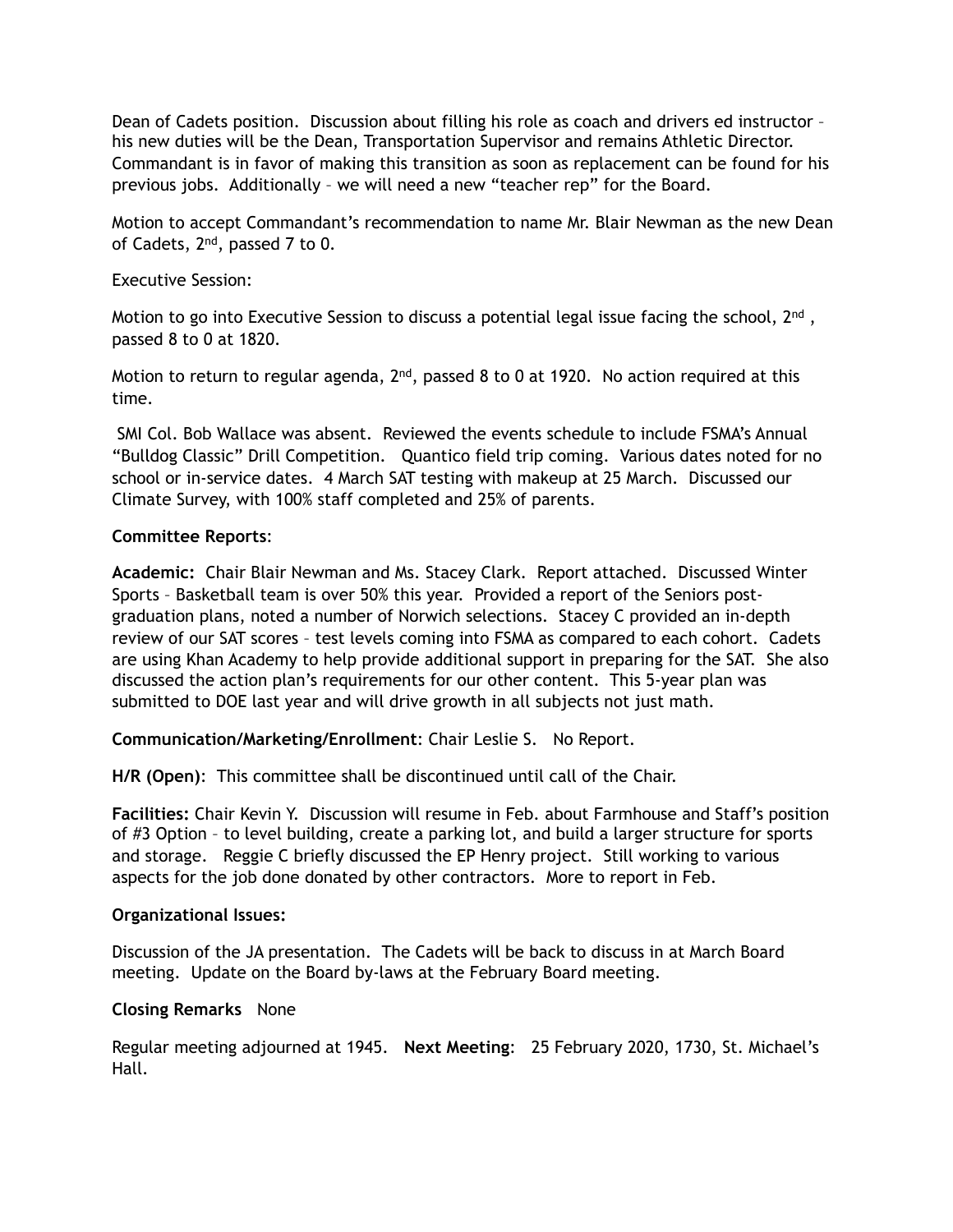Dean of Cadets position. Discussion about filling his role as coach and drivers ed instructor – his new duties will be the Dean, Transportation Supervisor and remains Athletic Director. Commandant is in favor of making this transition as soon as replacement can be found for his previous jobs. Additionally – we will need a new "teacher rep" for the Board.

Motion to accept Commandant's recommendation to name Mr. Blair Newman as the new Dean of Cadets, 2nd, passed 7 to 0.

Executive Session:

Motion to go into Executive Session to discuss a potential legal issue facing the school, 2nd , passed 8 to 0 at 1820.

Motion to return to regular agenda, 2nd, passed 8 to 0 at 1920. No action required at this time.

SMI Col. Bob Wallace was absent. Reviewed the events schedule to include FSMA's Annual "Bulldog Classic" Drill Competition. Quantico field trip coming. Various dates noted for no school or in-service dates. 4 March SAT testing with makeup at 25 March. Discussed our Climate Survey, with 100% staff completed and 25% of parents.

**Committee Reports**:

**Academic:** Chair Blair Newman and Ms. Stacey Clark. Report attached. Discussed Winter Sports – Basketball team is over 50% this year. Provided a report of the Seniors post-graduation plans, noted a number of Norwich selections. Stacey C provided an in-depth review of our SAT scores – test levels coming into FSMA as compared to each cohort. Cadets are using Khan Academy to help provide additional support in preparing for the SAT. She also discussed the action plan's requirements for our other content. This 5-year plan was submitted to DOE last year and will drive growth in all subjects not just math.

**Communication/Marketing/Enrollment**: Chair Leslie S. No Report.

**H/R (Open)**: This committee shall be discontinued until call of the Chair.

**Facilities:** Chair Kevin Y. Discussion will resume in Feb. about Farmhouse and Staff's position of #3 Option – to level building, create a parking lot, and build a larger structure for sports and storage. Reggie C briefly discussed the EP Henry project. Still working to various aspects for the job done donated by other contractors. More to report in Feb.

**Organizational Issues:**

Discussion of the JA presentation. The Cadets will be back to discuss in at March Board meeting. Update on the Board by-laws at the February Board meeting.

**Closing Remarks** None

Regular meeting adjourned at 1945. **Next Meeting**: 25 February 2020, 1730, St. Michael's Hall.